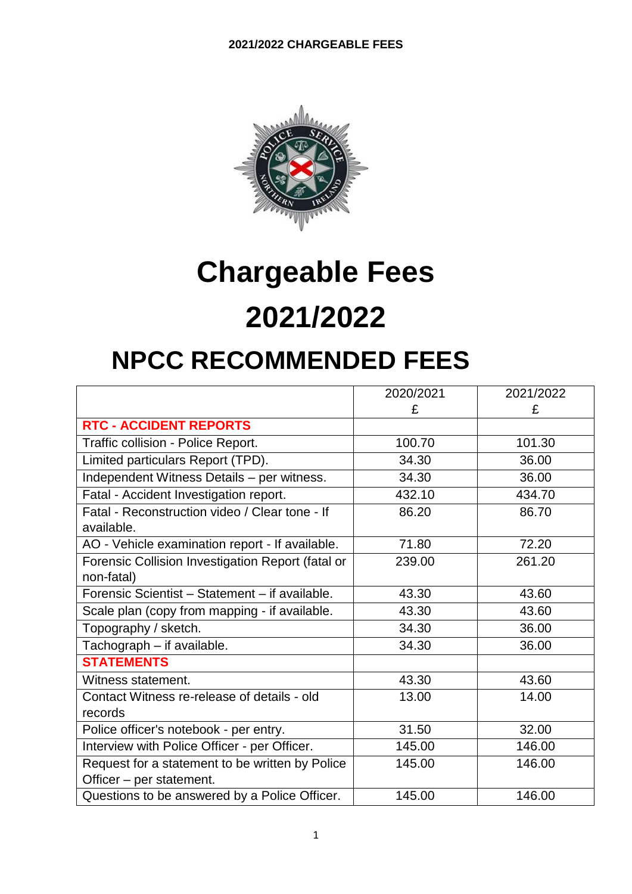2021/2022 CHARGEABLE FEES

# Chargeable Fees

# 2021/2022

## NPCC RECOMMENDED FEES

| | 2020/2021 £ | 2021/2022 £ |
|---|---|---|
| **RTC - ACCIDENT REPORTS** | | |
| Traffic collision - Police Report. | 100.70 | 101.30 |
| Limited particulars Report (TPD). | 34.30 | 36.00 |
| Independent Witness Details – per witness. | 34.30 | 36.00 |
| Fatal - Accident Investigation report. | 432.10 | 434.70 |
| Fatal - Reconstruction video / Clear tone - If available. | 86.20 | 86.70 |
| AO - Vehicle examination report - If available. | 71.80 | 72.20 |
| Forensic Collision Investigation Report (fatal or non-fatal) | 239.00 | 261.20 |
| Forensic Scientist – Statement – if available. | 43.30 | 43.60 |
| Scale plan (copy from mapping - if available. | 43.30 | 43.60 |
| Topography / sketch. | 34.30 | 36.00 |
| Tachograph – if available. | 34.30 | 36.00 |
| **STATEMENTS** | | |
| Witness statement. | 43.30 | 43.60 |
| Contact Witness re-release of details - old records | 13.00 | 14.00 |
| Police officer's notebook - per entry. | 31.50 | 32.00 |
| Interview with Police Officer - per Officer. | 145.00 | 146.00 |
| Request for a statement to be written by Police Officer – per statement. | 145.00 | 146.00 |
| Questions to be answered by a Police Officer. | 145.00 | 146.00 |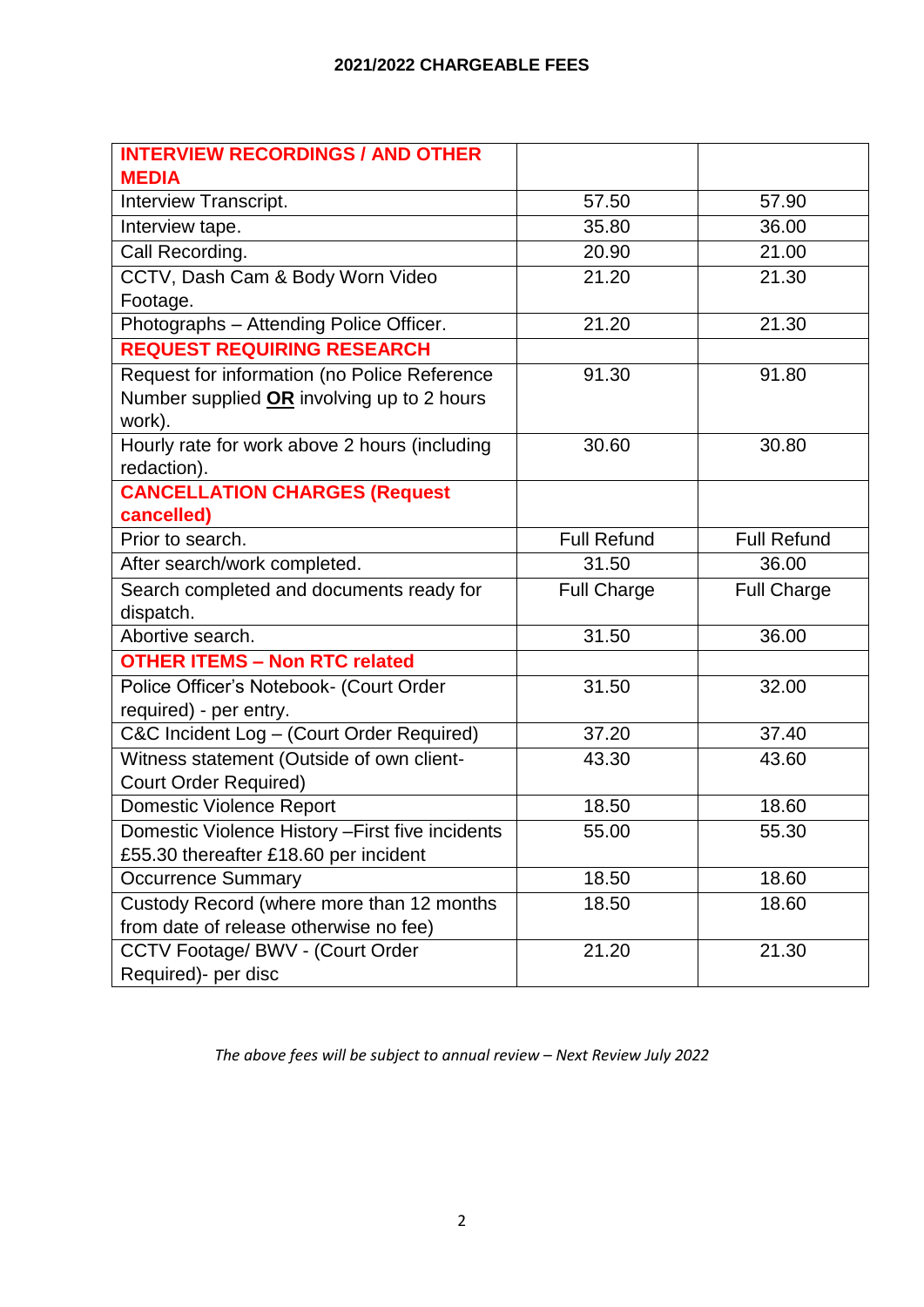## 2021/2022 CHARGEABLE FEES

| | | |
|---|---|---|
| **INTERVIEW RECORDINGS / AND OTHER MEDIA** | | |
| Interview Transcript. | 57.50 | 57.90 |
| Interview tape. | 35.80 | 36.00 |
| Call Recording. | 20.90 | 21.00 |
| CCTV, Dash Cam & Body Worn Video Footage. | 21.20 | 21.30 |
| Photographs – Attending Police Officer. | 21.20 | 21.30 |
| **REQUEST REQUIRING RESEARCH** | | |
| Request for information (no Police Reference Number supplied **OR** involving up to 2 hours work). | 91.30 | 91.80 |
| Hourly rate for work above 2 hours (including redaction). | 30.60 | 30.80 |
| **CANCELLATION CHARGES (Request cancelled)** | | |
| Prior to search. | Full Refund | Full Refund |
| After search/work completed. | 31.50 | 36.00 |
| Search completed and documents ready for dispatch. | Full Charge | Full Charge |
| Abortive search. | 31.50 | 36.00 |
| **OTHER ITEMS – Non RTC related** | | |
| Police Officer's Notebook- (Court Order required) - per entry. | 31.50 | 32.00 |
| C&C Incident Log – (Court Order Required) | 37.20 | 37.40 |
| Witness statement (Outside of own client- Court Order Required) | 43.30 | 43.60 |
| Domestic Violence Report | 18.50 | 18.60 |
| Domestic Violence History –First five incidents £55.30 thereafter £18.60 per incident | 55.00 | 55.30 |
| Occurrence Summary | 18.50 | 18.60 |
| Custody Record (where more than 12 months from date of release otherwise no fee) | 18.50 | 18.60 |
| CCTV Footage/ BWV - (Court Order Required)- per disc | 21.20 | 21.30 |

*The above fees will be subject to annual review – Next Review July 2022*